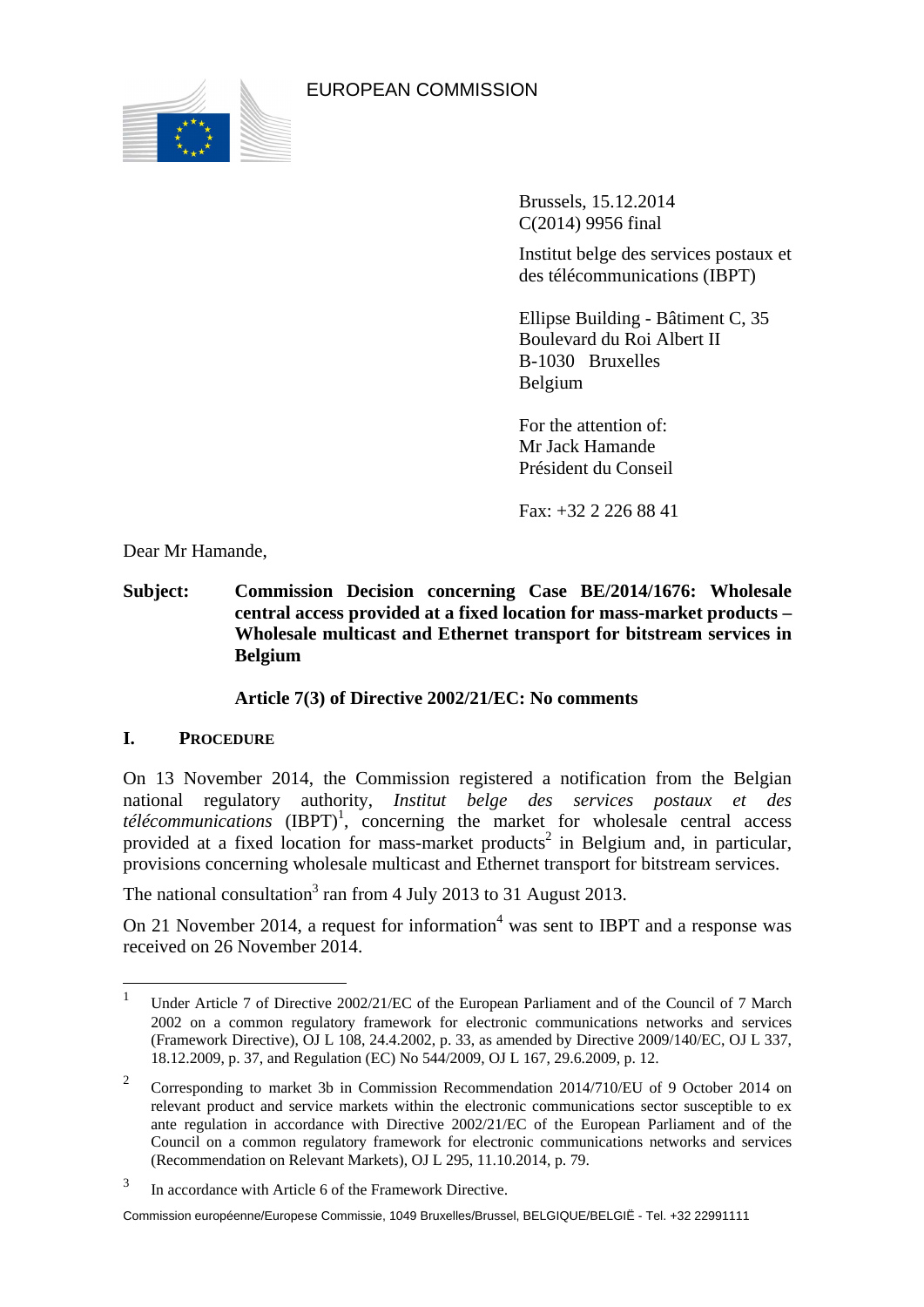EUROPEAN COMMISSION

Brussels, 15.12.2014
C(2014) 9956 final

Institut belge des services postaux et des télécommunications (IBPT)

Ellipse Building - Bâtiment C, 35
Boulevard du Roi Albert II
B-1030 Bruxelles
Belgium

For the attention of:
Mr Jack Hamande
Président du Conseil

Fax: +32 2 226 88 41

Dear Mr Hamande,

**Subject: Commission Decision concerning Case BE/2014/1676: Wholesale central access provided at a fixed location for mass-market products – Wholesale multicast and Ethernet transport for bitstream services in Belgium**

**Article 7(3) of Directive 2002/21/EC: No comments**

## I. PROCEDURE

On 13 November 2014, the Commission registered a notification from the Belgian national regulatory authority, *Institut belge des services postaux et des télécommunications* (IBPT)[1], concerning the market for wholesale central access provided at a fixed location for mass-market products[2] in Belgium and, in particular, provisions concerning wholesale multicast and Ethernet transport for bitstream services.

The national consultation[3] ran from 4 July 2013 to 31 August 2013.

On 21 November 2014, a request for information[4] was sent to IBPT and a response was received on 26 November 2014.

---

[1] Under Article 7 of Directive 2002/21/EC of the European Parliament and of the Council of 7 March 2002 on a common regulatory framework for electronic communications networks and services (Framework Directive), OJ L 108, 24.4.2002, p. 33, as amended by Directive 2009/140/EC, OJ L 337, 18.12.2009, p. 37, and Regulation (EC) No 544/2009, OJ L 167, 29.6.2009, p. 12.

[2] Corresponding to market 3b in Commission Recommendation 2014/710/EU of 9 October 2014 on relevant product and service markets within the electronic communications sector susceptible to ex ante regulation in accordance with Directive 2002/21/EC of the European Parliament and of the Council on a common regulatory framework for electronic communications networks and services (Recommendation on Relevant Markets), OJ L 295, 11.10.2014, p. 79.

[3] In accordance with Article 6 of the Framework Directive.

Commission européenne/Europese Commissie, 1049 Bruxelles/Brussel, BELGIQUE/BELGIË - Tel. +32 22991111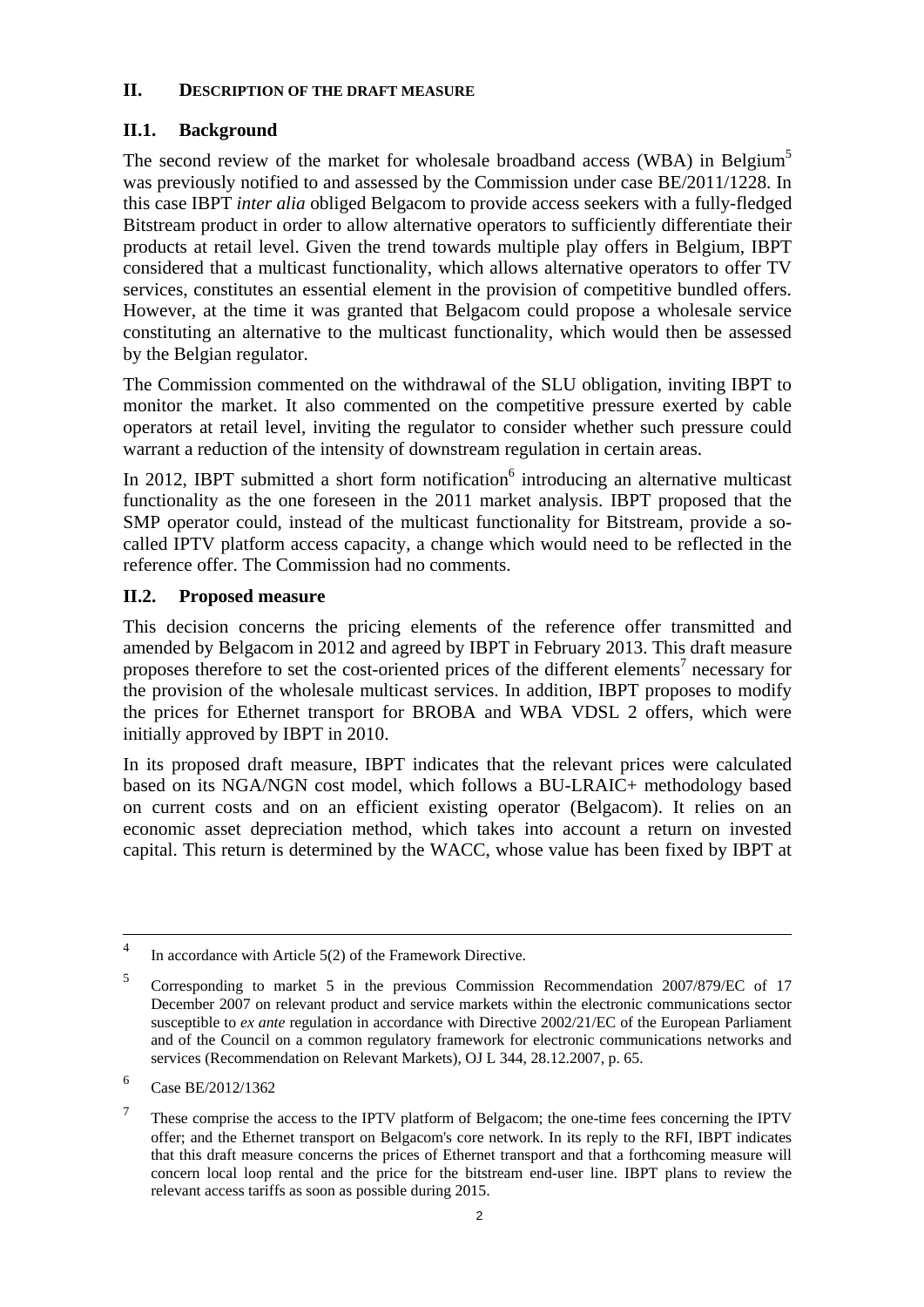## II. DESCRIPTION OF THE DRAFT MEASURE

### II.1. Background

The second review of the market for wholesale broadband access (WBA) in Belgium[5] was previously notified to and assessed by the Commission under case BE/2011/1228. In this case IBPT *inter alia* obliged Belgacom to provide access seekers with a fully-fledged Bitstream product in order to allow alternative operators to sufficiently differentiate their products at retail level. Given the trend towards multiple play offers in Belgium, IBPT considered that a multicast functionality, which allows alternative operators to offer TV services, constitutes an essential element in the provision of competitive bundled offers. However, at the time it was granted that Belgacom could propose a wholesale service constituting an alternative to the multicast functionality, which would then be assessed by the Belgian regulator.

The Commission commented on the withdrawal of the SLU obligation, inviting IBPT to monitor the market. It also commented on the competitive pressure exerted by cable operators at retail level, inviting the regulator to consider whether such pressure could warrant a reduction of the intensity of downstream regulation in certain areas.

In 2012, IBPT submitted a short form notification[6] introducing an alternative multicast functionality as the one foreseen in the 2011 market analysis. IBPT proposed that the SMP operator could, instead of the multicast functionality for Bitstream, provide a so-called IPTV platform access capacity, a change which would need to be reflected in the reference offer. The Commission had no comments.

### II.2. Proposed measure

This decision concerns the pricing elements of the reference offer transmitted and amended by Belgacom in 2012 and agreed by IBPT in February 2013. This draft measure proposes therefore to set the cost-oriented prices of the different elements[7] necessary for the provision of the wholesale multicast services. In addition, IBPT proposes to modify the prices for Ethernet transport for BROBA and WBA VDSL 2 offers, which were initially approved by IBPT in 2010.

In its proposed draft measure, IBPT indicates that the relevant prices were calculated based on its NGA/NGN cost model, which follows a BU-LRAIC+ methodology based on current costs and on an efficient existing operator (Belgacom). It relies on an economic asset depreciation method, which takes into account a return on invested capital. This return is determined by the WACC, whose value has been fixed by IBPT at

---

[4] In accordance with Article 5(2) of the Framework Directive.

[5] Corresponding to market 5 in the previous Commission Recommendation 2007/879/EC of 17 December 2007 on relevant product and service markets within the electronic communications sector susceptible to *ex ante* regulation in accordance with Directive 2002/21/EC of the European Parliament and of the Council on a common regulatory framework for electronic communications networks and services (Recommendation on Relevant Markets), OJ L 344, 28.12.2007, p. 65.

[6] Case BE/2012/1362

[7] These comprise the access to the IPTV platform of Belgacom; the one-time fees concerning the IPTV offer; and the Ethernet transport on Belgacom's core network. In its reply to the RFI, IBPT indicates that this draft measure concerns the prices of Ethernet transport and that a forthcoming measure will concern local loop rental and the price for the bitstream end-user line. IBPT plans to review the relevant access tariffs as soon as possible during 2015.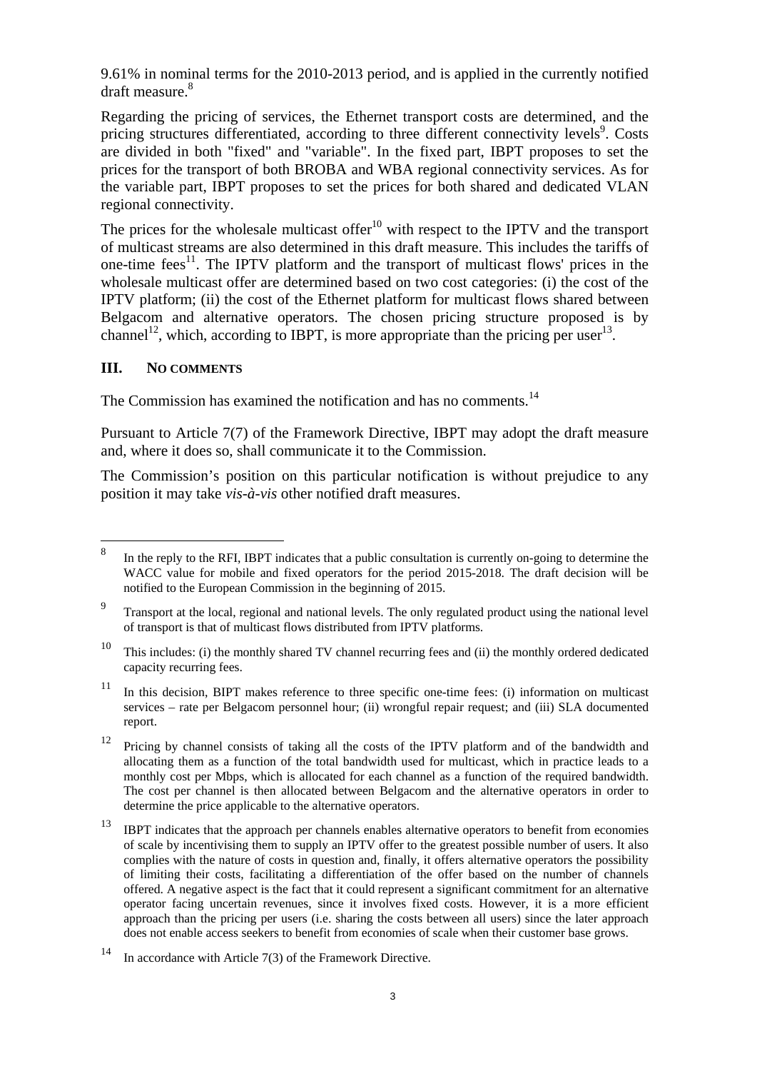9.61% in nominal terms for the 2010-2013 period, and is applied in the currently notified draft measure.[8]

Regarding the pricing of services, the Ethernet transport costs are determined, and the pricing structures differentiated, according to three different connectivity levels[9]. Costs are divided in both "fixed" and "variable". In the fixed part, IBPT proposes to set the prices for the transport of both BROBA and WBA regional connectivity services. As for the variable part, IBPT proposes to set the prices for both shared and dedicated VLAN regional connectivity.

The prices for the wholesale multicast offer[10] with respect to the IPTV and the transport of multicast streams are also determined in this draft measure. This includes the tariffs of one-time fees[11]. The IPTV platform and the transport of multicast flows' prices in the wholesale multicast offer are determined based on two cost categories: (i) the cost of the IPTV platform; (ii) the cost of the Ethernet platform for multicast flows shared between Belgacom and alternative operators. The chosen pricing structure proposed is by channel[12], which, according to IBPT, is more appropriate than the pricing per user[13].

## III. NO COMMENTS

The Commission has examined the notification and has no comments.[14]

Pursuant to Article 7(7) of the Framework Directive, IBPT may adopt the draft measure and, where it does so, shall communicate it to the Commission.

The Commission's position on this particular notification is without prejudice to any position it may take *vis-à-vis* other notified draft measures.

---

[8] In the reply to the RFI, IBPT indicates that a public consultation is currently on-going to determine the WACC value for mobile and fixed operators for the period 2015-2018. The draft decision will be notified to the European Commission in the beginning of 2015.

[9] Transport at the local, regional and national levels. The only regulated product using the national level of transport is that of multicast flows distributed from IPTV platforms.

[10] This includes: (i) the monthly shared TV channel recurring fees and (ii) the monthly ordered dedicated capacity recurring fees.

[11] In this decision, BIPT makes reference to three specific one-time fees: (i) information on multicast services – rate per Belgacom personnel hour; (ii) wrongful repair request; and (iii) SLA documented report.

[12] Pricing by channel consists of taking all the costs of the IPTV platform and of the bandwidth and allocating them as a function of the total bandwidth used for multicast, which in practice leads to a monthly cost per Mbps, which is allocated for each channel as a function of the required bandwidth. The cost per channel is then allocated between Belgacom and the alternative operators in order to determine the price applicable to the alternative operators.

[13] IBPT indicates that the approach per channels enables alternative operators to benefit from economies of scale by incentivising them to supply an IPTV offer to the greatest possible number of users. It also complies with the nature of costs in question and, finally, it offers alternative operators the possibility of limiting their costs, facilitating a differentiation of the offer based on the number of channels offered. A negative aspect is the fact that it could represent a significant commitment for an alternative operator facing uncertain revenues, since it involves fixed costs. However, it is a more efficient approach than the pricing per users (i.e. sharing the costs between all users) since the later approach does not enable access seekers to benefit from economies of scale when their customer base grows.

[14] In accordance with Article 7(3) of the Framework Directive.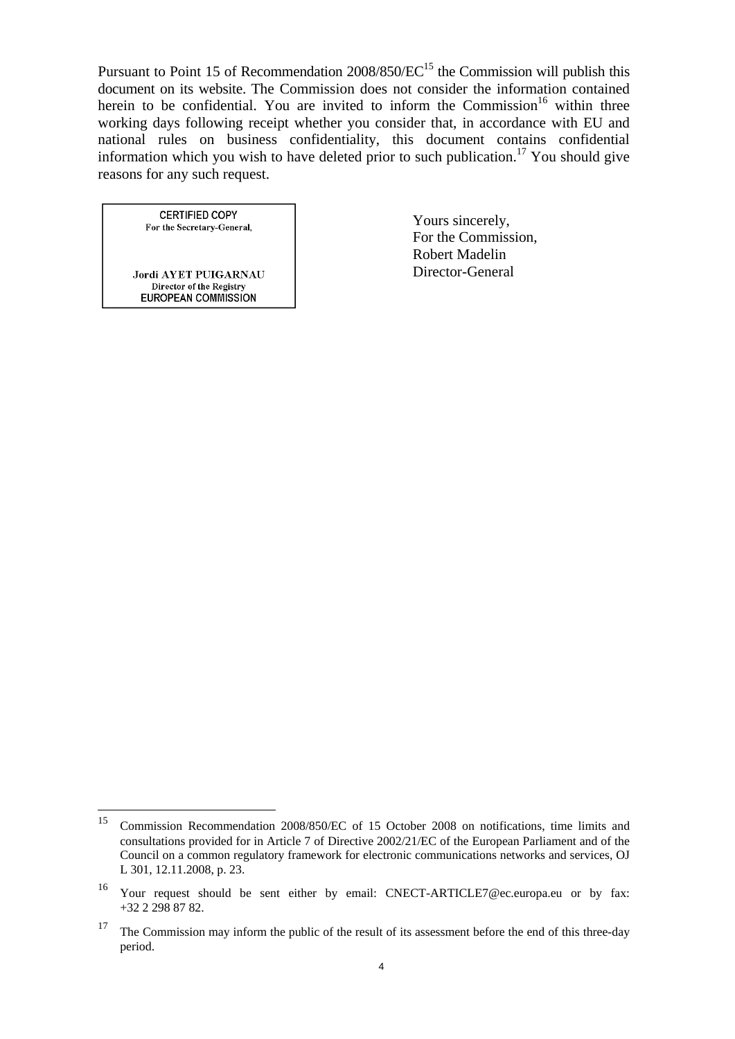Pursuant to Point 15 of Recommendation 2008/850/EC[15] the Commission will publish this document on its website. The Commission does not consider the information contained herein to be confidential. You are invited to inform the Commission[16] within three working days following receipt whether you consider that, in accordance with EU and national rules on business confidentiality, this document contains confidential information which you wish to have deleted prior to such publication.[17] You should give reasons for any such request.

CERTIFIED COPY
For the Secretary-General,

Jordi AYET PUIGARNAU
Director of the Registry
EUROPEAN COMMISSION

Yours sincerely,
For the Commission,
Robert Madelin
Director-General

---

[15] Commission Recommendation 2008/850/EC of 15 October 2008 on notifications, time limits and consultations provided for in Article 7 of Directive 2002/21/EC of the European Parliament and of the Council on a common regulatory framework for electronic communications networks and services, OJ L 301, 12.11.2008, p. 23.

[16] Your request should be sent either by email: CNECT-ARTICLE7@ec.europa.eu or by fax: +32 2 298 87 82.

[17] The Commission may inform the public of the result of its assessment before the end of this three-day period.